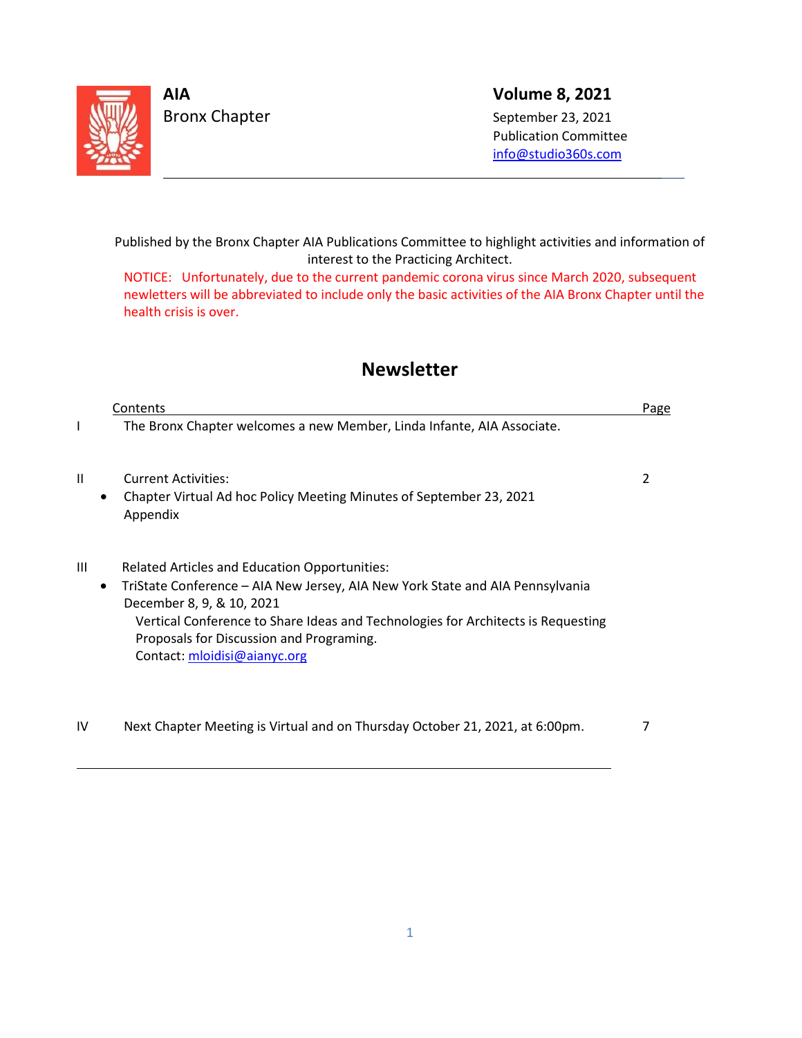**AIA**
Bronx Chapter

**Volume 8, 2021**
September 23, 2021
Publication Committee
info@studio360s.com

---

Published by the Bronx Chapter AIA Publications Committee to highlight activities and information of interest to the Practicing Architect.

NOTICE: Unfortunately, due to the current pandemic corona virus since March 2020, subsequent newletters will be abbreviated to include only the basic activities of the AIA Bronx Chapter until the health crisis is over.

# Newsletter

| | Contents | Page |
|---|---|---|
| I | The Bronx Chapter welcomes a new Member, Linda Infante, AIA Associate. | |
| II | Current Activities:<br>• Chapter Virtual Ad hoc Policy Meeting Minutes of September 23, 2021<br>Appendix | 2 |
| III | Related Articles and Education Opportunities:<br>• TriState Conference – AIA New Jersey, AIA New York State and AIA Pennsylvania December 8, 9, & 10, 2021<br>Vertical Conference to Share Ideas and Technologies for Architects is Requesting Proposals for Discussion and Programing.<br>Contact: mloidisi@aianyc.org | |
| IV | Next Chapter Meeting is Virtual and on Thursday October 21, 2021, at 6:00pm. | 7 |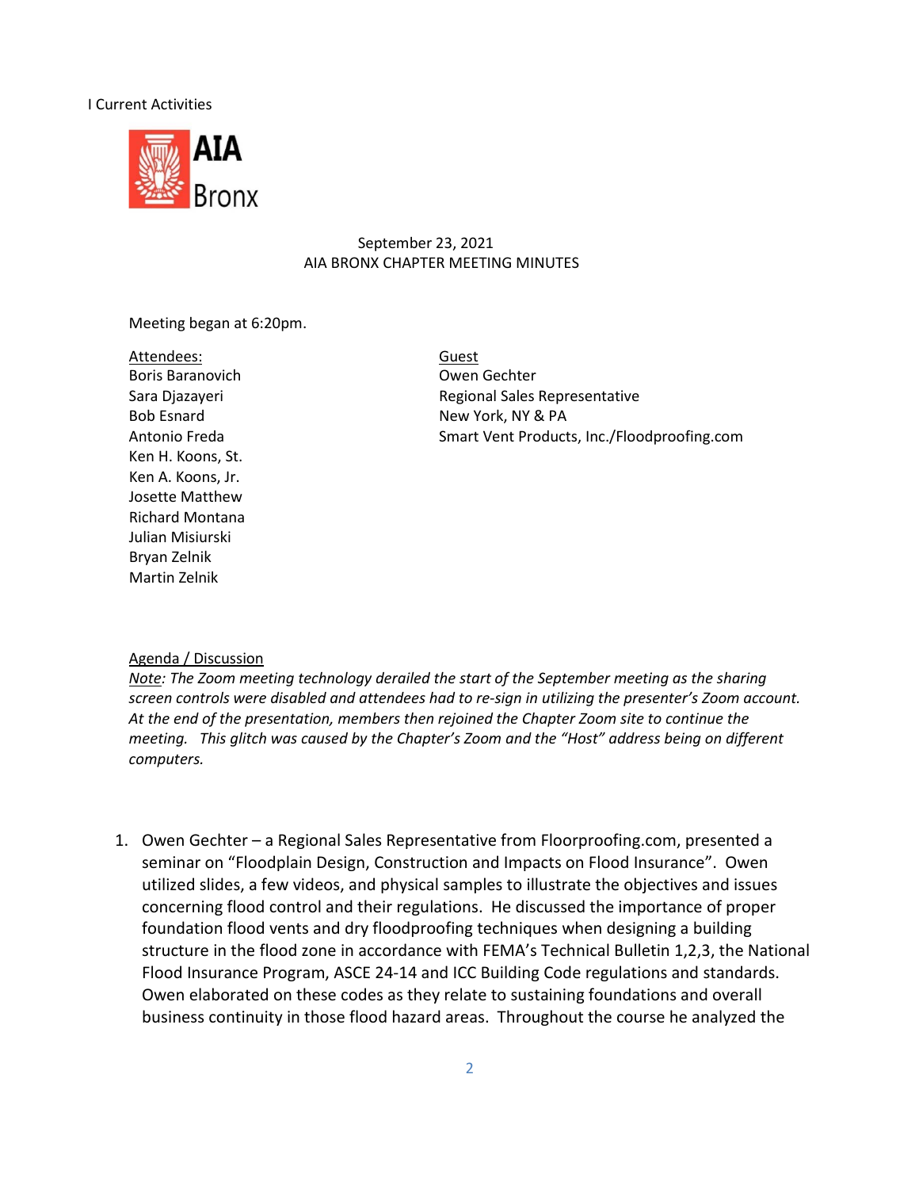I Current Activities

AIA Bronx

September 23, 2021
AIA BRONX CHAPTER MEETING MINUTES

Meeting began at 6:20pm.

<u>Attendees:</u>
Boris Baranovich
Sara Djazayeri
Bob Esnard
Antonio Freda
Ken H. Koons, St.
Ken A. Koons, Jr.
Josette Matthew
Richard Montana
Julian Misiurski
Bryan Zelnik
Martin Zelnik

<u>Guest</u>
Owen Gechter
Regional Sales Representative
New York, NY & PA
Smart Vent Products, Inc./Floodproofing.com

<u>Agenda / Discussion</u>

*<u>Note</u>: The Zoom meeting technology derailed the start of the September meeting as the sharing screen controls were disabled and attendees had to re-sign in utilizing the presenter's Zoom account. At the end of the presentation, members then rejoined the Chapter Zoom site to continue the meeting. This glitch was caused by the Chapter's Zoom and the "Host" address being on different computers.*

1. Owen Gechter – a Regional Sales Representative from Floorproofing.com, presented a seminar on "Floodplain Design, Construction and Impacts on Flood Insurance". Owen utilized slides, a few videos, and physical samples to illustrate the objectives and issues concerning flood control and their regulations. He discussed the importance of proper foundation flood vents and dry floodproofing techniques when designing a building structure in the flood zone in accordance with FEMA's Technical Bulletin 1,2,3, the National Flood Insurance Program, ASCE 24-14 and ICC Building Code regulations and standards. Owen elaborated on these codes as they relate to sustaining foundations and overall business continuity in those flood hazard areas. Throughout the course he analyzed the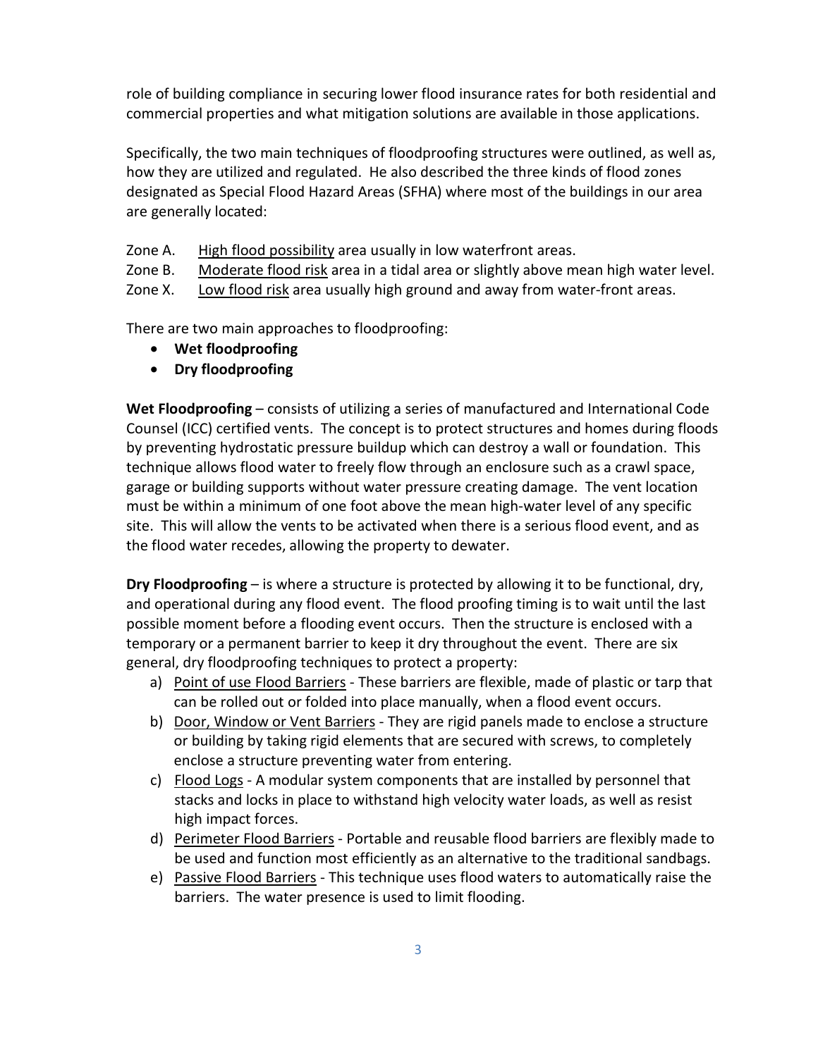role of building compliance in securing lower flood insurance rates for both residential and commercial properties and what mitigation solutions are available in those applications.

Specifically, the two main techniques of floodproofing structures were outlined, as well as, how they are utilized and regulated. He also described the three kinds of flood zones designated as Special Flood Hazard Areas (SFHA) where most of the buildings in our area are generally located:

Zone A. High flood possibility area usually in low waterfront areas.
Zone B. Moderate flood risk area in a tidal area or slightly above mean high water level.
Zone X. Low flood risk area usually high ground and away from water-front areas.

There are two main approaches to floodproofing:

- **Wet floodproofing**
- **Dry floodproofing**

**Wet Floodproofing** – consists of utilizing a series of manufactured and International Code Counsel (ICC) certified vents. The concept is to protect structures and homes during floods by preventing hydrostatic pressure buildup which can destroy a wall or foundation. This technique allows flood water to freely flow through an enclosure such as a crawl space, garage or building supports without water pressure creating damage. The vent location must be within a minimum of one foot above the mean high-water level of any specific site. This will allow the vents to be activated when there is a serious flood event, and as the flood water recedes, allowing the property to dewater.

**Dry Floodproofing** – is where a structure is protected by allowing it to be functional, dry, and operational during any flood event. The flood proofing timing is to wait until the last possible moment before a flooding event occurs. Then the structure is enclosed with a temporary or a permanent barrier to keep it dry throughout the event. There are six general, dry floodproofing techniques to protect a property:

a) Point of use Flood Barriers - These barriers are flexible, made of plastic or tarp that can be rolled out or folded into place manually, when a flood event occurs.
b) Door, Window or Vent Barriers - They are rigid panels made to enclose a structure or building by taking rigid elements that are secured with screws, to completely enclose a structure preventing water from entering.
c) Flood Logs - A modular system components that are installed by personnel that stacks and locks in place to withstand high velocity water loads, as well as resist high impact forces.
d) Perimeter Flood Barriers - Portable and reusable flood barriers are flexibly made to be used and function most efficiently as an alternative to the traditional sandbags.
e) Passive Flood Barriers - This technique uses flood waters to automatically raise the barriers. The water presence is used to limit flooding.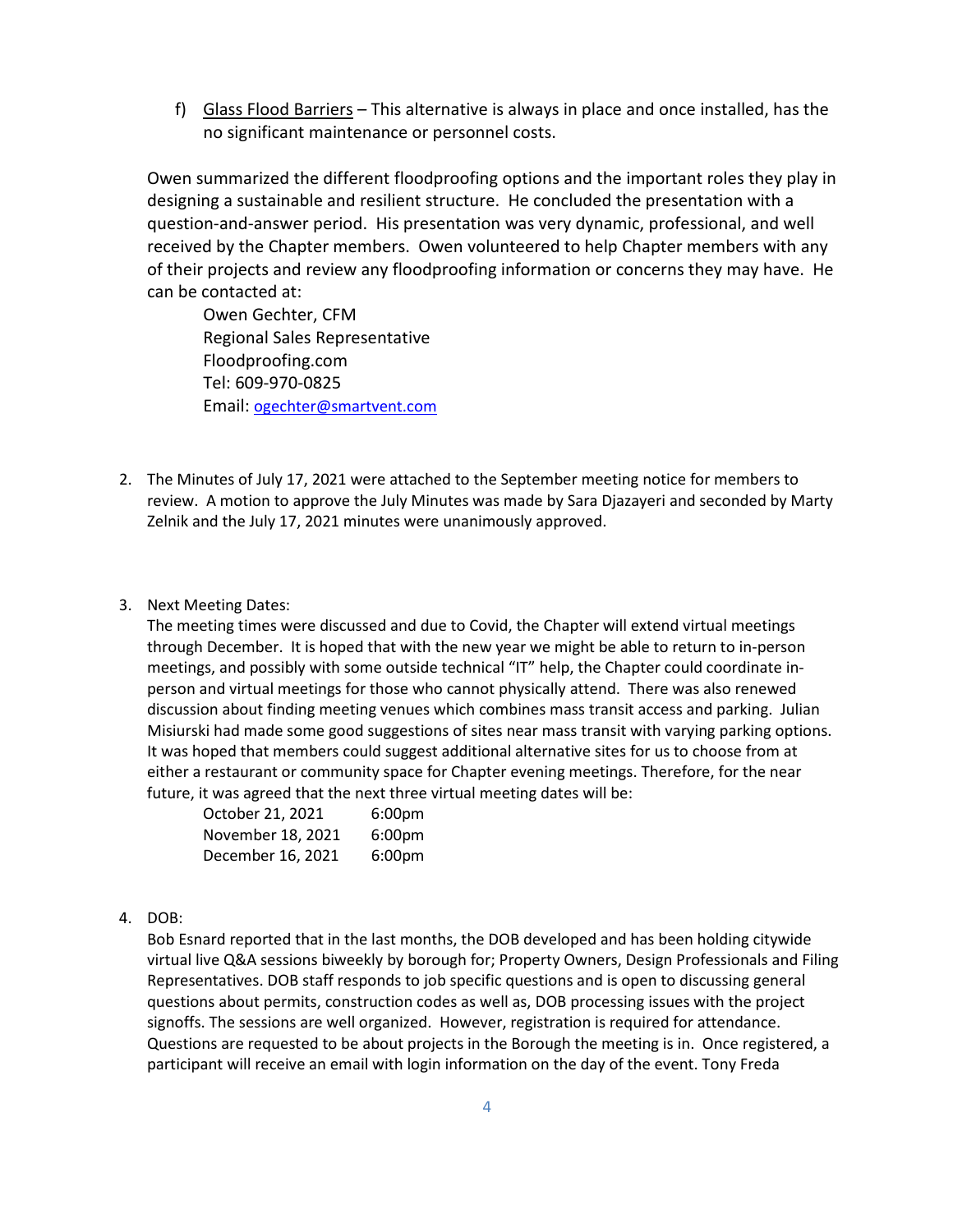f) <u>Glass Flood Barriers</u> – This alternative is always in place and once installed, has the no significant maintenance or personnel costs.

Owen summarized the different floodproofing options and the important roles they play in designing a sustainable and resilient structure. He concluded the presentation with a question-and-answer period. His presentation was very dynamic, professional, and well received by the Chapter members. Owen volunteered to help Chapter members with any of their projects and review any floodproofing information or concerns they may have. He can be contacted at:

Owen Gechter, CFM
Regional Sales Representative
Floodproofing.com
Tel: 609-970-0825
Email: ogechter@smartvent.com

2. The Minutes of July 17, 2021 were attached to the September meeting notice for members to review. A motion to approve the July Minutes was made by Sara Djazayeri and seconded by Marty Zelnik and the July 17, 2021 minutes were unanimously approved.

3. Next Meeting Dates:
The meeting times were discussed and due to Covid, the Chapter will extend virtual meetings through December. It is hoped that with the new year we might be able to return to in-person meetings, and possibly with some outside technical "IT" help, the Chapter could coordinate in-person and virtual meetings for those who cannot physically attend. There was also renewed discussion about finding meeting venues which combines mass transit access and parking. Julian Misiurski had made some good suggestions of sites near mass transit with varying parking options. It was hoped that members could suggest additional alternative sites for us to choose from at either a restaurant or community space for Chapter evening meetings. Therefore, for the near future, it was agreed that the next three virtual meeting dates will be:

| | |
|---|---|
| October 21, 2021 | 6:00pm |
| November 18, 2021 | 6:00pm |
| December 16, 2021 | 6:00pm |

4. DOB:
Bob Esnard reported that in the last months, the DOB developed and has been holding citywide virtual live Q&A sessions biweekly by borough for; Property Owners, Design Professionals and Filing Representatives. DOB staff responds to job specific questions and is open to discussing general questions about permits, construction codes as well as, DOB processing issues with the project signoffs. The sessions are well organized. However, registration is required for attendance. Questions are requested to be about projects in the Borough the meeting is in. Once registered, a participant will receive an email with login information on the day of the event. Tony Freda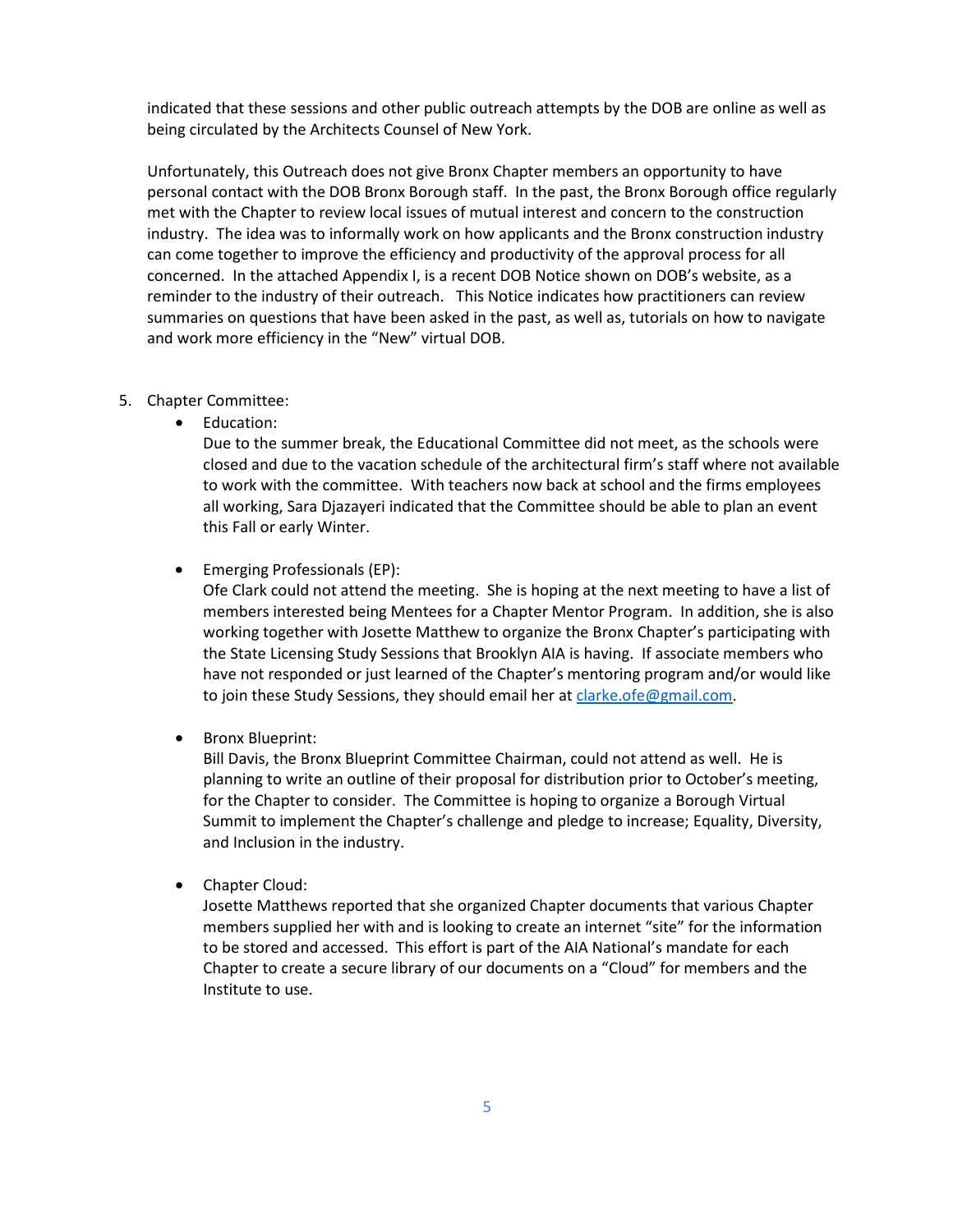indicated that these sessions and other public outreach attempts by the DOB are online as well as being circulated by the Architects Counsel of New York.

Unfortunately, this Outreach does not give Bronx Chapter members an opportunity to have personal contact with the DOB Bronx Borough staff. In the past, the Bronx Borough office regularly met with the Chapter to review local issues of mutual interest and concern to the construction industry. The idea was to informally work on how applicants and the Bronx construction industry can come together to improve the efficiency and productivity of the approval process for all concerned. In the attached Appendix I, is a recent DOB Notice shown on DOB's website, as a reminder to the industry of their outreach. This Notice indicates how practitioners can review summaries on questions that have been asked in the past, as well as, tutorials on how to navigate and work more efficiency in the "New" virtual DOB.

5. Chapter Committee:
   - Education:
     Due to the summer break, the Educational Committee did not meet, as the schools were closed and due to the vacation schedule of the architectural firm's staff where not available to work with the committee. With teachers now back at school and the firms employees all working, Sara Djazayeri indicated that the Committee should be able to plan an event this Fall or early Winter.

   - Emerging Professionals (EP):
     Ofe Clark could not attend the meeting. She is hoping at the next meeting to have a list of members interested being Mentees for a Chapter Mentor Program. In addition, she is also working together with Josette Matthew to organize the Bronx Chapter's participating with the State Licensing Study Sessions that Brooklyn AIA is having. If associate members who have not responded or just learned of the Chapter's mentoring program and/or would like to join these Study Sessions, they should email her at [clarke.ofe@gmail.com](mailto:clarke.ofe@gmail.com).

   - Bronx Blueprint:
     Bill Davis, the Bronx Blueprint Committee Chairman, could not attend as well. He is planning to write an outline of their proposal for distribution prior to October's meeting, for the Chapter to consider. The Committee is hoping to organize a Borough Virtual Summit to implement the Chapter's challenge and pledge to increase; Equality, Diversity, and Inclusion in the industry.

   - Chapter Cloud:
     Josette Matthews reported that she organized Chapter documents that various Chapter members supplied her with and is looking to create an internet "site" for the information to be stored and accessed. This effort is part of the AIA National's mandate for each Chapter to create a secure library of our documents on a "Cloud" for members and the Institute to use.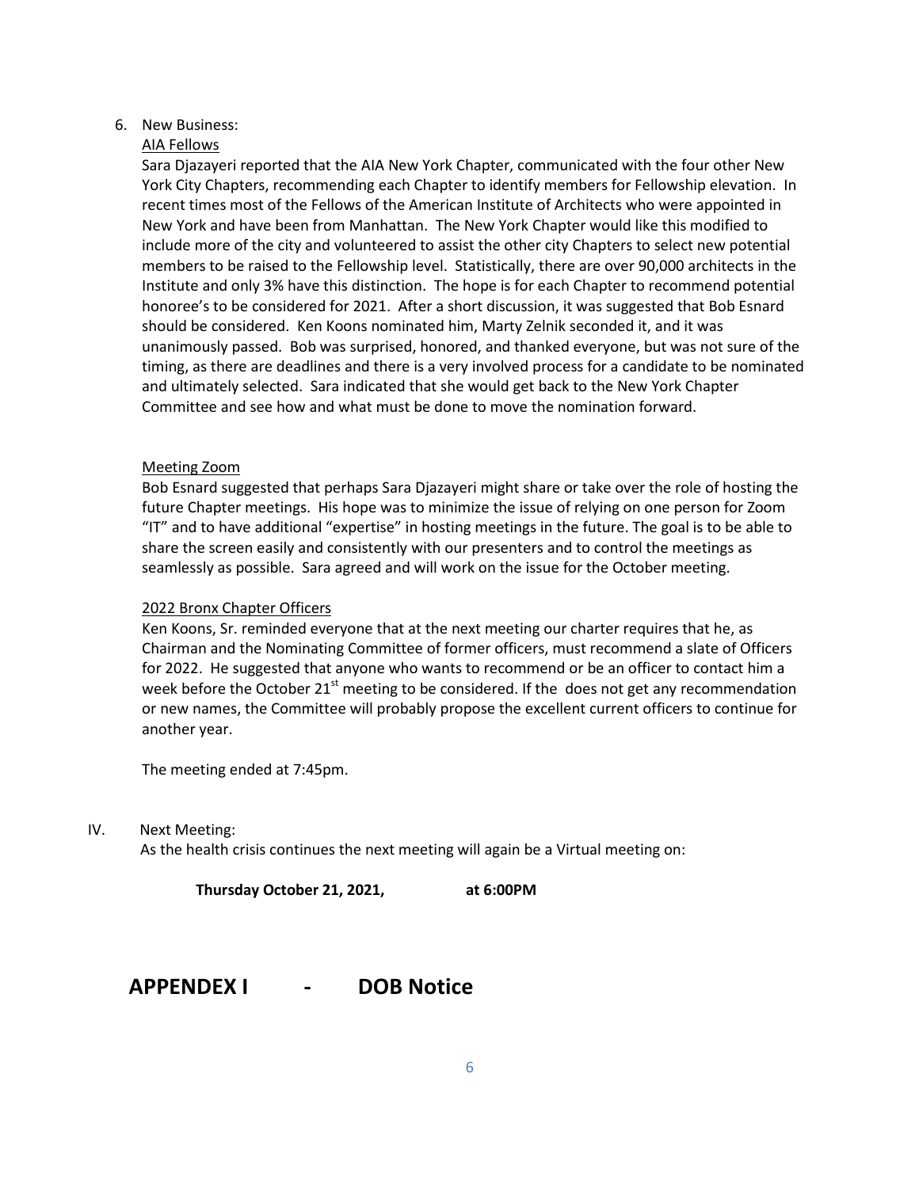6. New Business:

<u>AIA Fellows</u>

Sara Djazayeri reported that the AIA New York Chapter, communicated with the four other New York City Chapters, recommending each Chapter to identify members for Fellowship elevation. In recent times most of the Fellows of the American Institute of Architects who were appointed in New York and have been from Manhattan. The New York Chapter would like this modified to include more of the city and volunteered to assist the other city Chapters to select new potential members to be raised to the Fellowship level. Statistically, there are over 90,000 architects in the Institute and only 3% have this distinction. The hope is for each Chapter to recommend potential honoree's to be considered for 2021. After a short discussion, it was suggested that Bob Esnard should be considered. Ken Koons nominated him, Marty Zelnik seconded it, and it was unanimously passed. Bob was surprised, honored, and thanked everyone, but was not sure of the timing, as there are deadlines and there is a very involved process for a candidate to be nominated and ultimately selected. Sara indicated that she would get back to the New York Chapter Committee and see how and what must be done to move the nomination forward.

<u>Meeting Zoom</u>

Bob Esnard suggested that perhaps Sara Djazayeri might share or take over the role of hosting the future Chapter meetings. His hope was to minimize the issue of relying on one person for Zoom "IT" and to have additional "expertise" in hosting meetings in the future. The goal is to be able to share the screen easily and consistently with our presenters and to control the meetings as seamlessly as possible. Sara agreed and will work on the issue for the October meeting.

<u>2022 Bronx Chapter Officers</u>

Ken Koons, Sr. reminded everyone that at the next meeting our charter requires that he, as Chairman and the Nominating Committee of former officers, must recommend a slate of Officers for 2022. He suggested that anyone who wants to recommend or be an officer to contact him a week before the October 21st meeting to be considered. If the does not get any recommendation or new names, the Committee will probably propose the excellent current officers to continue for another year.

The meeting ended at 7:45pm.

IV. Next Meeting:

As the health crisis continues the next meeting will again be a Virtual meeting on:

**Thursday October 21, 2021, at 6:00PM**

# APPENDEX I - DOB Notice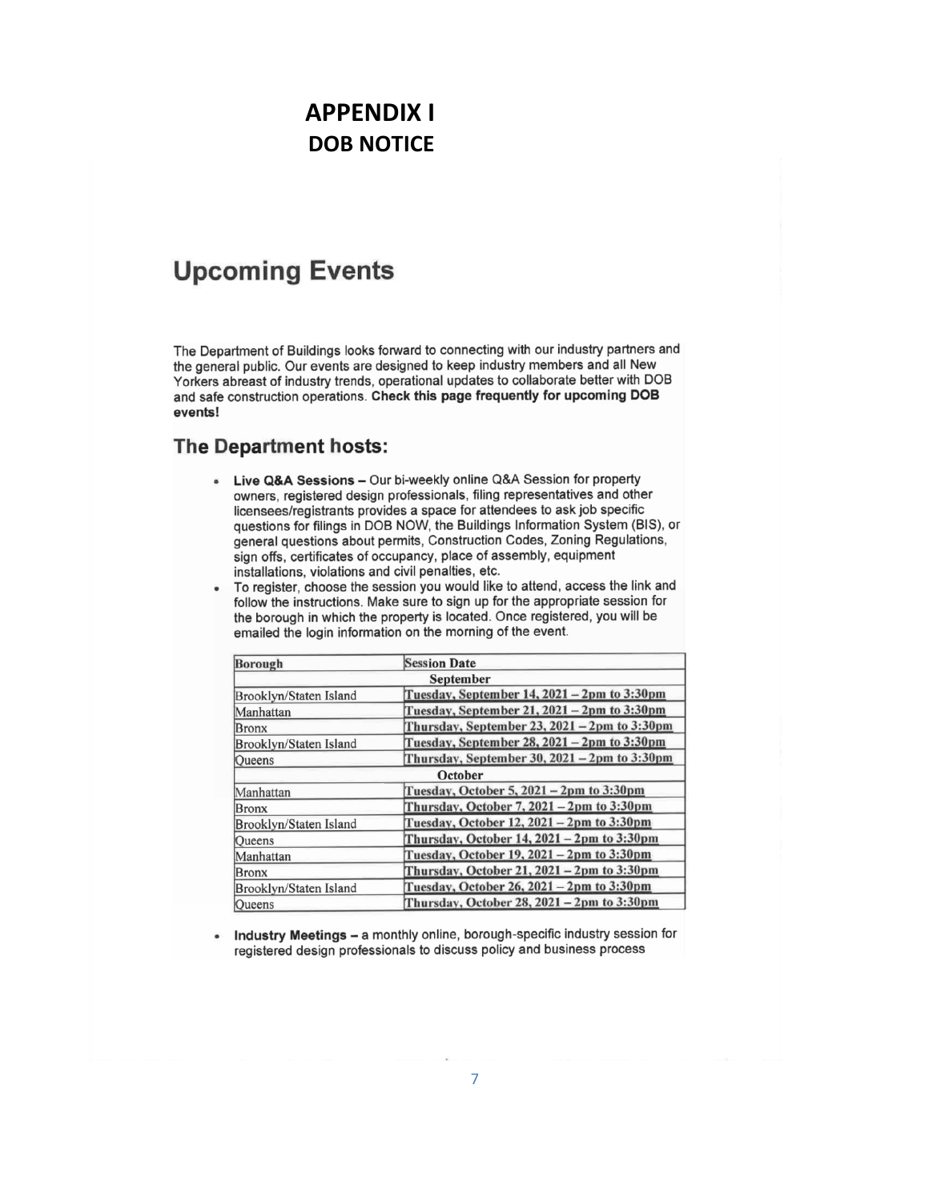# APPENDIX I

## DOB NOTICE

# Upcoming Events

The Department of Buildings looks forward to connecting with our industry partners and the general public. Our events are designed to keep industry members and all New Yorkers abreast of industry trends, operational updates to collaborate better with DOB and safe construction operations. **Check this page frequently for upcoming DOB events!**

## The Department hosts:

- **Live Q&A Sessions –** Our bi-weekly online Q&A Session for property owners, registered design professionals, filing representatives and other licensees/registrants provides a space for attendees to ask job specific questions for filings in DOB NOW, the Buildings Information System (BIS), or general questions about permits, Construction Codes, Zoning Regulations, sign offs, certificates of occupancy, place of assembly, equipment installations, violations and civil penalties, etc.
- To register, choose the session you would like to attend, access the link and follow the instructions. Make sure to sign up for the appropriate session for the borough in which the property is located. Once registered, you will be emailed the login information on the morning of the event.

| Borough | Session Date |
|---|---|
| **September** | |
| Brooklyn/Staten Island | Tuesday, September 14, 2021 – 2pm to 3:30pm |
| Manhattan | Tuesday, September 21, 2021 – 2pm to 3:30pm |
| Bronx | Thursday, September 23, 2021 – 2pm to 3:30pm |
| Brooklyn/Staten Island | Tuesday, September 28, 2021 – 2pm to 3:30pm |
| Queens | Thursday, September 30, 2021 – 2pm to 3:30pm |
| **October** | |
| Manhattan | Tuesday, October 5, 2021 – 2pm to 3:30pm |
| Bronx | Thursday, October 7, 2021 – 2pm to 3:30pm |
| Brooklyn/Staten Island | Tuesday, October 12, 2021 – 2pm to 3:30pm |
| Queens | Thursday, October 14, 2021 – 2pm to 3:30pm |
| Manhattan | Tuesday, October 19, 2021 – 2pm to 3:30pm |
| Bronx | Thursday, October 21, 2021 – 2pm to 3:30pm |
| Brooklyn/Staten Island | Tuesday, October 26, 2021 – 2pm to 3:30pm |
| Queens | Thursday, October 28, 2021 – 2pm to 3:30pm |

- **Industry Meetings –** a monthly online, borough-specific industry session for registered design professionals to discuss policy and business process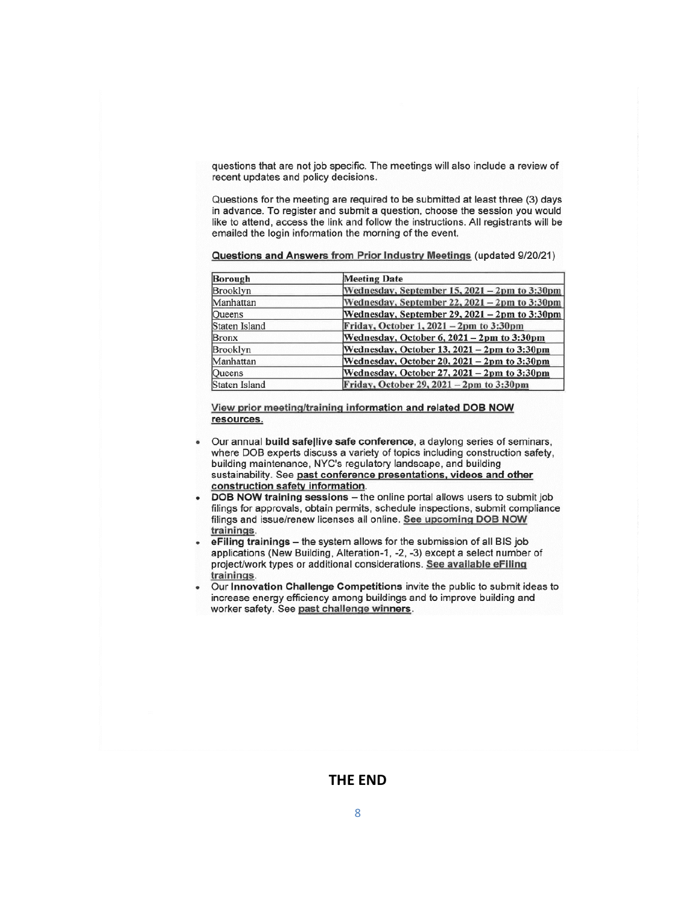questions that are not job specific. The meetings will also include a review of recent updates and policy decisions.

Questions for the meeting are required to be submitted at least three (3) days in advance. To register and submit a question, choose the session you would like to attend, access the link and follow the instructions. All registrants will be emailed the login information the morning of the event.

**Questions and Answers from Prior Industry Meetings** (updated 9/20/21)

| Borough | Meeting Date |
|---|---|
| Brooklyn | Wednesday, September 15, 2021 – 2pm to 3:30pm |
| Manhattan | Wednesday, September 22, 2021 – 2pm to 3:30pm |
| Queens | Wednesday, September 29, 2021 – 2pm to 3:30pm |
| Staten Island | Friday, October 1, 2021 – 2pm to 3:30pm |
| Bronx | Wednesday, October 6, 2021 – 2pm to 3:30pm |
| Brooklyn | Wednesday, October 13, 2021 – 2pm to 3:30pm |
| Manhattan | Wednesday, October 20, 2021 – 2pm to 3:30pm |
| Queens | Wednesday, October 27, 2021 – 2pm to 3:30pm |
| Staten Island | Friday, October 29, 2021 – 2pm to 3:30pm |

**View prior meeting/training information and related DOB NOW resources.**

- Our annual **build safe|live safe conference**, a daylong series of seminars, where DOB experts discuss a variety of topics including construction safety, building maintenance, NYC's regulatory landscape, and building sustainability. See **past conference presentations, videos and other construction safety information**.
- **DOB NOW training sessions** – the online portal allows users to submit job filings for approvals, obtain permits, schedule inspections, submit compliance filings and issue/renew licenses all online. **See upcoming DOB NOW trainings**.
- **eFiling trainings** – the system allows for the submission of all BIS job applications (New Building, Alteration-1, -2, -3) except a select number of project/work types or additional considerations. **See available eFiling trainings**.
- Our **Innovation Challenge Competitions** invite the public to submit ideas to increase energy efficiency among buildings and to improve building and worker safety. See **past challenge winners**.

**THE END**